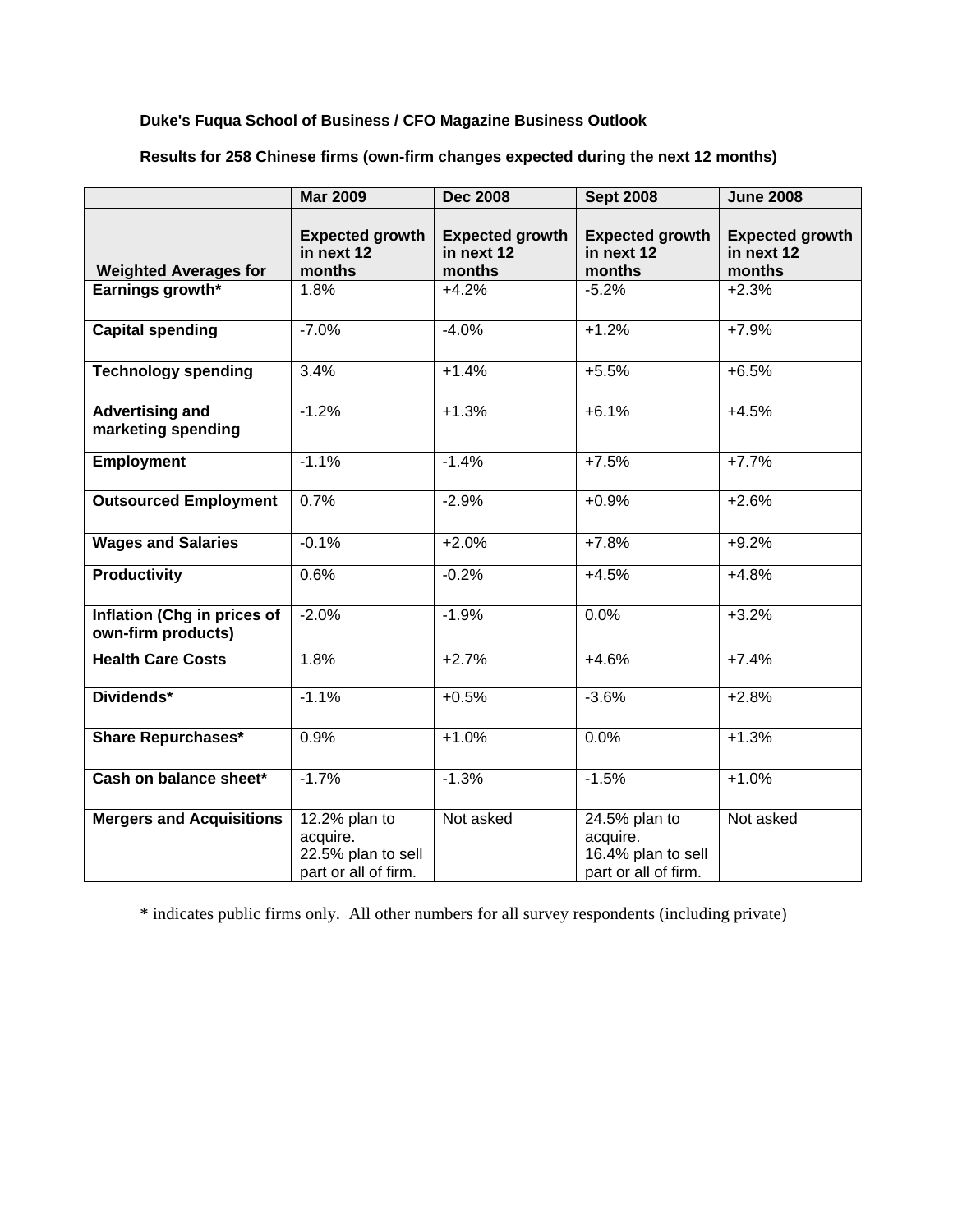**Duke's Fuqua School of Business / CFO Magazine Business Outlook**

**Results for 258 Chinese firms (own-firm changes expected during the next 12 months)**

| | Mar 2009 | Dec 2008 | Sept 2008 | June 2008 |
|---|---|---|---|---|
| **Weighted Averages for** | **Expected growth in next 12 months** | **Expected growth in next 12 months** | **Expected growth in next 12 months** | **Expected growth in next 12 months** |
| **Earnings growth*** | 1.8% | +4.2% | -5.2% | +2.3% |
| **Capital spending** | -7.0% | -4.0% | +1.2% | +7.9% |
| **Technology spending** | 3.4% | +1.4% | +5.5% | +6.5% |
| **Advertising and marketing spending** | -1.2% | +1.3% | +6.1% | +4.5% |
| **Employment** | -1.1% | -1.4% | +7.5% | +7.7% |
| **Outsourced Employment** | 0.7% | -2.9% | +0.9% | +2.6% |
| **Wages and Salaries** | -0.1% | +2.0% | +7.8% | +9.2% |
| **Productivity** | 0.6% | -0.2% | +4.5% | +4.8% |
| **Inflation (Chg in prices of own-firm products)** | -2.0% | -1.9% | 0.0% | +3.2% |
| **Health Care Costs** | 1.8% | +2.7% | +4.6% | +7.4% |
| **Dividends*** | -1.1% | +0.5% | -3.6% | +2.8% |
| **Share Repurchases*** | 0.9% | +1.0% | 0.0% | +1.3% |
| **Cash on balance sheet*** | -1.7% | -1.3% | -1.5% | +1.0% |
| **Mergers and Acquisitions** | 12.2% plan to acquire. 22.5% plan to sell part or all of firm. | Not asked | 24.5% plan to acquire. 16.4% plan to sell part or all of firm. | Not asked |

* indicates public firms only. All other numbers for all survey respondents (including private)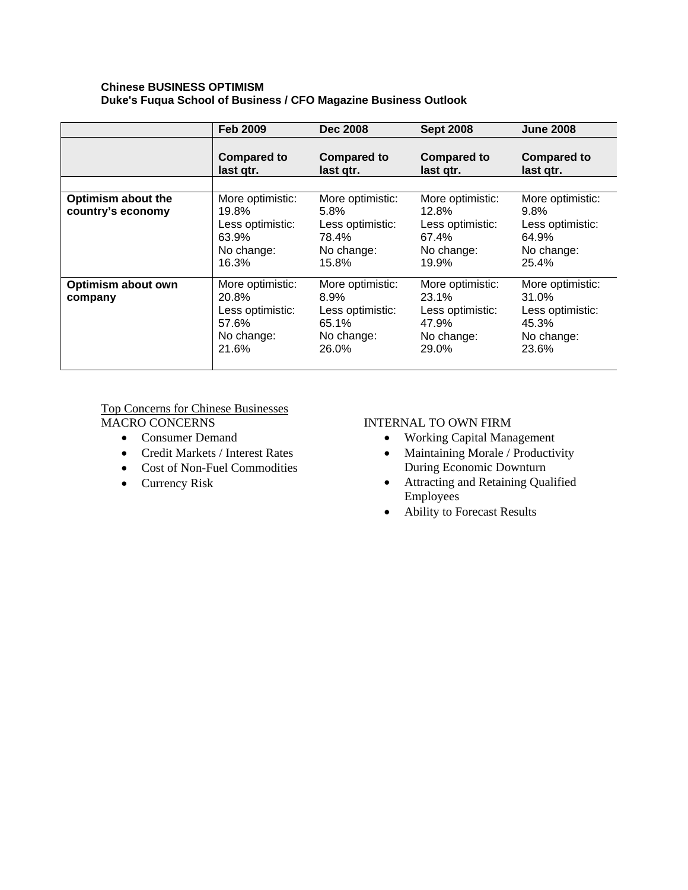**Chinese BUSINESS OPTIMISM**
**Duke's Fuqua School of Business / CFO Magazine Business Outlook**

| | Feb 2009 | Dec 2008 | Sept 2008 | June 2008 |
|---|---|---|---|---|
| | **Compared to last qtr.** | **Compared to last qtr.** | **Compared to last qtr.** | **Compared to last qtr.** |
| **Optimism about the country's economy** | More optimistic: 19.8% Less optimistic: 63.9% No change: 16.3% | More optimistic: 5.8% Less optimistic: 78.4% No change: 15.8% | More optimistic: 12.8% Less optimistic: 67.4% No change: 19.9% | More optimistic: 9.8% Less optimistic: 64.9% No change: 25.4% |
| **Optimism about own company** | More optimistic: 20.8% Less optimistic: 57.6% No change: 21.6% | More optimistic: 8.9% Less optimistic: 65.1% No change: 26.0% | More optimistic: 23.1% Less optimistic: 47.9% No change: 29.0% | More optimistic: 31.0% Less optimistic: 45.3% No change: 23.6% |

Top Concerns for Chinese Businesses

MACRO CONCERNS

- Consumer Demand
- Credit Markets / Interest Rates
- Cost of Non-Fuel Commodities
- Currency Risk

INTERNAL TO OWN FIRM

- Working Capital Management
- Maintaining Morale / Productivity During Economic Downturn
- Attracting and Retaining Qualified Employees
- Ability to Forecast Results